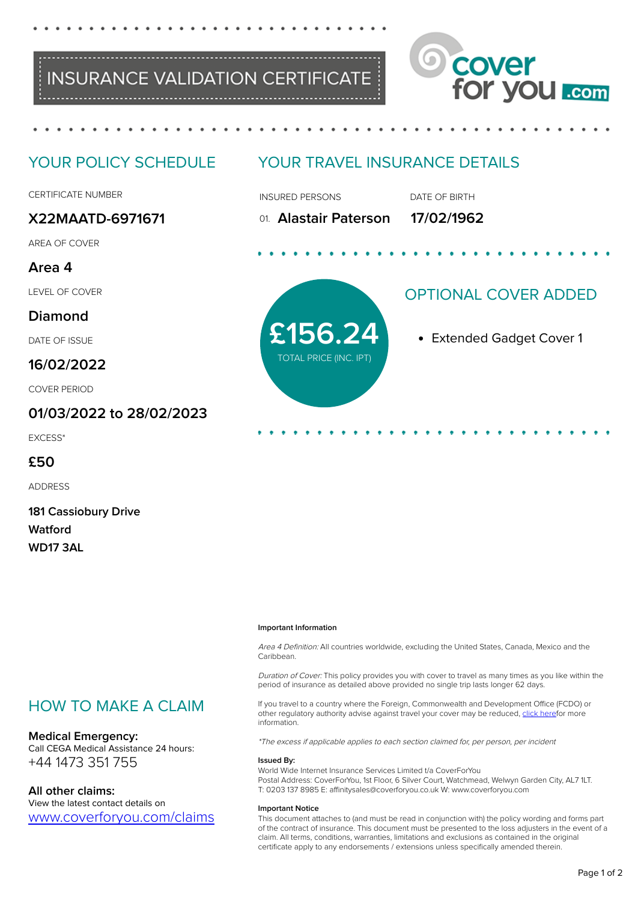# INSURANCE VALIDATION CERTIFICATE

cover for you .com

## YOUR POLICY SCHEDULE

CERTIFICATE NUMBER

**X22MAATD-6971671**

AREA OF COVER

**Area 4**

LEVEL OF COVER

**Diamond**

DATE OF ISSUE

**16/02/2022**

COVER PERIOD

**01/03/2022 to 28/02/2023**

EXCESS*

**£50**

ADDRESS

**181 Cassiobury Drive**
**Watford**
**WD17 3AL**

## YOUR TRAVEL INSURANCE DETAILS

| INSURED PERSONS | DATE OF BIRTH |
|---|---|
| 01. **Alastair Paterson** | **17/02/1962** |

**£156.24**
TOTAL PRICE (INC. IPT)

## OPTIONAL COVER ADDED

- Extended Gadget Cover 1

## HOW TO MAKE A CLAIM

**Medical Emergency:**
Call CEGA Medical Assistance 24 hours:
+44 1473 351 755

**All other claims:**
View the latest contact details on
www.coverforyou.com/claims

**Important Information**

*Area 4 Definition:* All countries worldwide, excluding the United States, Canada, Mexico and the Caribbean.

*Duration of Cover:* This policy provides you with cover to travel as many times as you like within the period of insurance as detailed above provided no single trip lasts longer 62 days.

If you travel to a country where the Foreign, Commonwealth and Development Office (FCDO) or other regulatory authority advise against travel your cover may be reduced, click herefor more information.

*\*The excess if applicable applies to each section claimed for, per person, per incident*

**Issued By:**
World Wide Internet Insurance Services Limited t/a CoverForYou
Postal Address: CoverForYou, 1st Floor, 6 Silver Court, Watchmead, Welwyn Garden City, AL7 1LT.
T: 0203 137 8985 E: affinitysales@coverforyou.co.uk W: www.coverforyou.com

**Important Notice**
This document attaches to (and must be read in conjunction with) the policy wording and forms part of the contract of insurance. This document must be presented to the loss adjusters in the event of a claim. All terms, conditions, warranties, limitations and exclusions as contained in the original certificate apply to any endorsements / extensions unless specifically amended therein.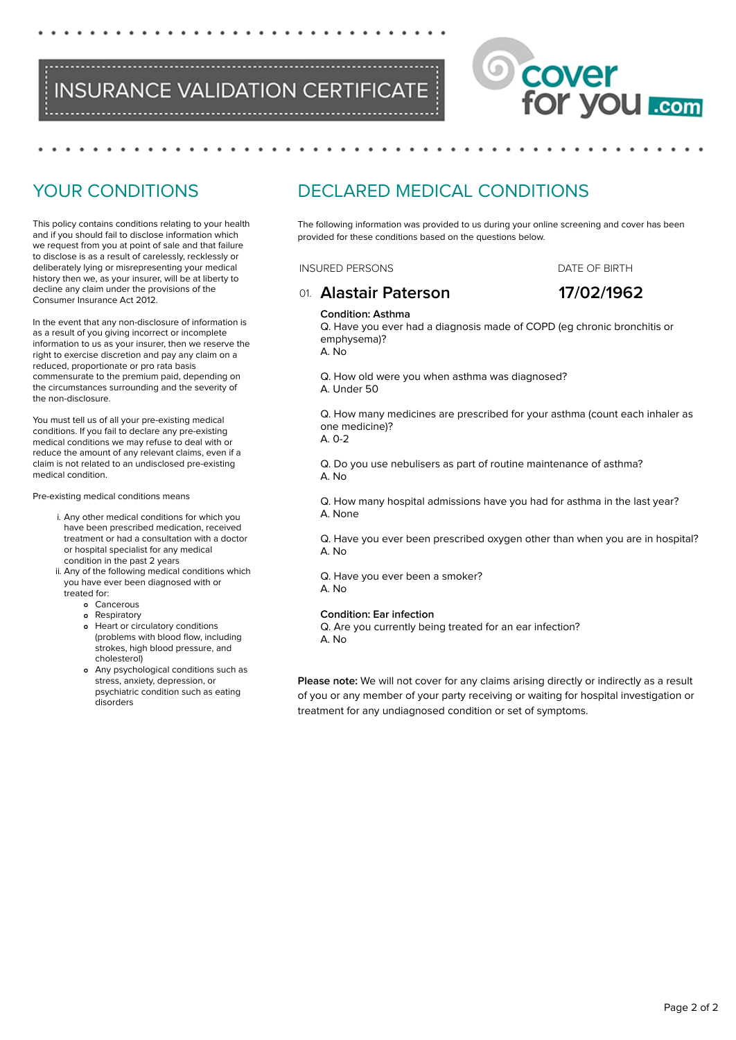# INSURANCE VALIDATION CERTIFICATE

cover for you .com

## YOUR CONDITIONS

This policy contains conditions relating to your health and if you should fail to disclose information which we request from you at point of sale and that failure to disclose is as a result of carelessly, recklessly or deliberately lying or misrepresenting your medical history then we, as your insurer, will be at liberty to decline any claim under the provisions of the Consumer Insurance Act 2012.

In the event that any non-disclosure of information is as a result of you giving incorrect or incomplete information to us as your insurer, then we reserve the right to exercise discretion and pay any claim on a reduced, proportionate or pro rata basis commensurate to the premium paid, depending on the circumstances surrounding and the severity of the non-disclosure.

You must tell us of all your pre-existing medical conditions. If you fail to declare any pre-existing medical conditions we may refuse to deal with or reduce the amount of any relevant claims, even if a claim is not related to an undisclosed pre-existing medical condition.

Pre-existing medical conditions means

i. Any other medical conditions for which you have been prescribed medication, received treatment or had a consultation with a doctor or hospital specialist for any medical condition in the past 2 years
ii. Any of the following medical conditions which you have ever been diagnosed with or treated for:
   - Cancerous
   - Respiratory
   - Heart or circulatory conditions (problems with blood flow, including strokes, high blood pressure, and cholesterol)
   - Any psychological conditions such as stress, anxiety, depression, or psychiatric condition such as eating disorders

## DECLARED MEDICAL CONDITIONS

The following information was provided to us during your online screening and cover has been provided for these conditions based on the questions below.

| INSURED PERSONS | DATE OF BIRTH |
| --- | --- |
| 01. **Alastair Paterson** | **17/02/1962** |

**Condition: Asthma**

Q. Have you ever had a diagnosis made of COPD (eg chronic bronchitis or emphysema)?
A. No

Q. How old were you when asthma was diagnosed?
A. Under 50

Q. How many medicines are prescribed for your asthma (count each inhaler as one medicine)?
A. 0-2

Q. Do you use nebulisers as part of routine maintenance of asthma?
A. No

Q. How many hospital admissions have you had for asthma in the last year?
A. None

Q. Have you ever been prescribed oxygen other than when you are in hospital?
A. No

Q. Have you ever been a smoker?
A. No

**Condition: Ear infection**

Q. Are you currently being treated for an ear infection?
A. No

**Please note:** We will not cover for any claims arising directly or indirectly as a result of you or any member of your party receiving or waiting for hospital investigation or treatment for any undiagnosed condition or set of symptoms.